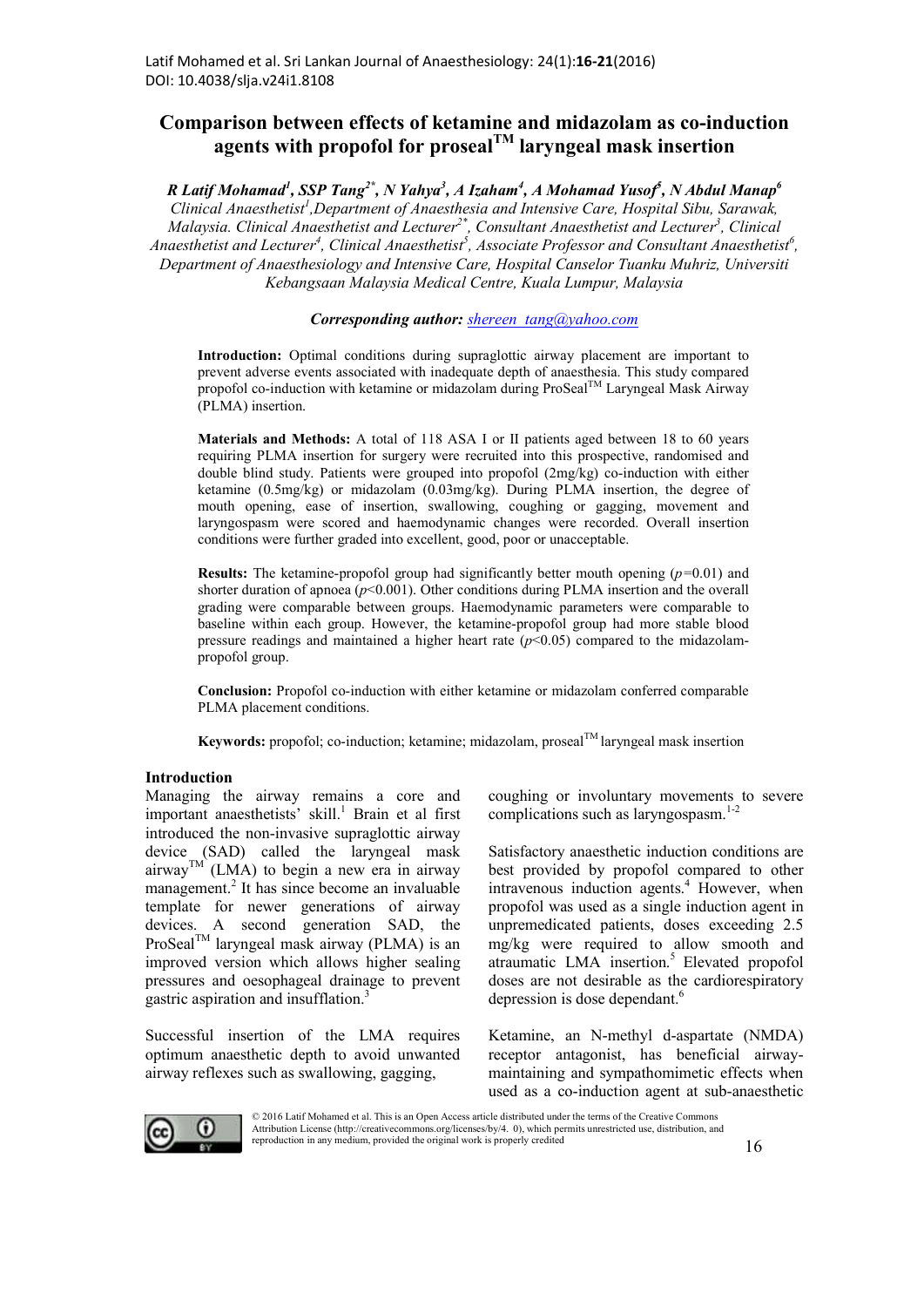# Comparison between effects of ketamine and midazolam as co-induction agents with propofol for proseal™ laryngeal mask insertion

***R Latif Mohamad[1], SSP Tang[2*], N Yahya[3], A Izaham[4], A Mohamad Yusof[5], N Abdul Manap[6]***

*Clinical Anaesthetist[1], Department of Anaesthesia and Intensive Care, Hospital Sibu, Sarawak, Malaysia. Clinical Anaesthetist and Lecturer[2*], Consultant Anaesthetist and Lecturer[3], Clinical Anaesthetist and Lecturer[4], Clinical Anaesthetist[5], Associate Professor and Consultant Anaesthetist[6], Department of Anaesthesiology and Intensive Care, Hospital Canselor Tuanku Muhriz, Universiti Kebangsaan Malaysia Medical Centre, Kuala Lumpur, Malaysia*

***Corresponding author:*** shereen_tang@yahoo.com

**Introduction:** Optimal conditions during supraglottic airway placement are important to prevent adverse events associated with inadequate depth of anaesthesia. This study compared propofol co-induction with ketamine or midazolam during ProSeal™ Laryngeal Mask Airway (PLMA) insertion.

**Materials and Methods:** A total of 118 ASA I or II patients aged between 18 to 60 years requiring PLMA insertion for surgery were recruited into this prospective, randomised and double blind study. Patients were grouped into propofol (2mg/kg) co-induction with either ketamine (0.5mg/kg) or midazolam (0.03mg/kg). During PLMA insertion, the degree of mouth opening, ease of insertion, swallowing, coughing or gagging, movement and laryngospasm were scored and haemodynamic changes were recorded. Overall insertion conditions were further graded into excellent, good, poor or unacceptable.

**Results:** The ketamine-propofol group had significantly better mouth opening ($p=0.01$) and shorter duration of apnoea ($p<0.001$). Other conditions during PLMA insertion and the overall grading were comparable between groups. Haemodynamic parameters were comparable to baseline within each group. However, the ketamine-propofol group had more stable blood pressure readings and maintained a higher heart rate ($p<0.05$) compared to the midazolam-propofol group.

**Conclusion:** Propofol co-induction with either ketamine or midazolam conferred comparable PLMA placement conditions.

**Keywords:** propofol; co-induction; ketamine; midazolam, proseal™ laryngeal mask insertion

## Introduction

Managing the airway remains a core and important anaesthetists' skill.[1] Brain et al first introduced the non-invasive supraglottic airway device (SAD) called the laryngeal mask airway™ (LMA) to begin a new era in airway management.[2] It has since become an invaluable template for newer generations of airway devices. A second generation SAD, the ProSeal™ laryngeal mask airway (PLMA) is an improved version which allows higher sealing pressures and oesophageal drainage to prevent gastric aspiration and insufflation.[3]

Successful insertion of the LMA requires optimum anaesthetic depth to avoid unwanted airway reflexes such as swallowing, gagging, coughing or involuntary movements to severe complications such as laryngospasm.[1-2]

Satisfactory anaesthetic induction conditions are best provided by propofol compared to other intravenous induction agents.[4] However, when propofol was used as a single induction agent in unpremedicated patients, doses exceeding 2.5 mg/kg were required to allow smooth and atraumatic LMA insertion.[5] Elevated propofol doses are not desirable as the cardiorespiratory depression is dose dependant.[6]

Ketamine, an N-methyl d-aspartate (NMDA) receptor antagonist, has beneficial airway-maintaining and sympathomimetic effects when used as a co-induction agent at sub-anaesthetic

© 2016 Latif Mohamed et al. This is an Open Access article distributed under the terms of the Creative Commons Attribution License (http://creativecommons.org/licenses/by/4. 0), which permits unrestricted use, distribution, and reproduction in any medium, provided the original work is properly credited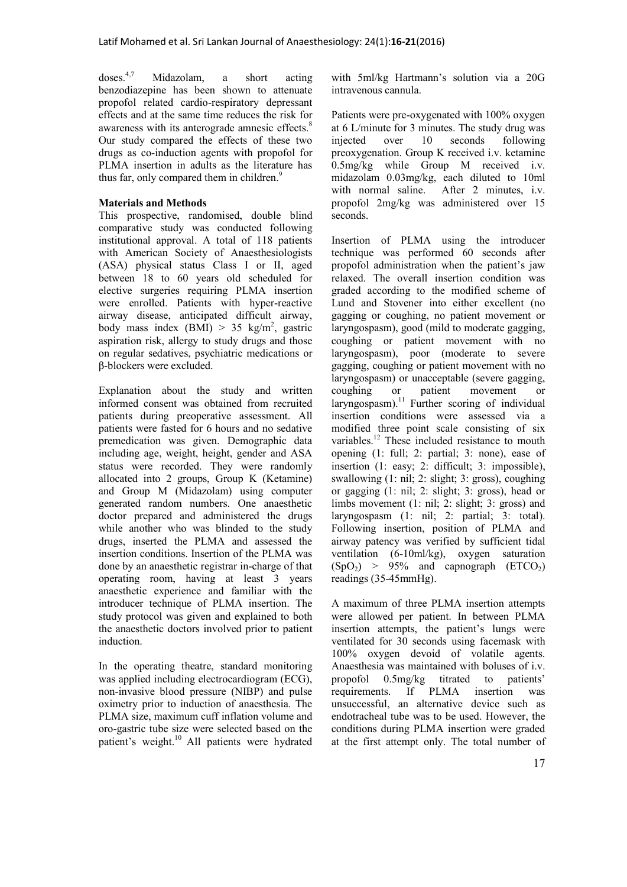doses.[4,7] Midazolam, a short acting benzodiazepine has been shown to attenuate propofol related cardio-respiratory depressant effects and at the same time reduces the risk for awareness with its anterograde amnesic effects.[8] Our study compared the effects of these two drugs as co-induction agents with propofol for PLMA insertion in adults as the literature has thus far, only compared them in children.[9]

**Materials and Methods**

This prospective, randomised, double blind comparative study was conducted following institutional approval. A total of 118 patients with American Society of Anaesthesiologists (ASA) physical status Class I or II, aged between 18 to 60 years old scheduled for elective surgeries requiring PLMA insertion were enrolled. Patients with hyper-reactive airway disease, anticipated difficult airway, body mass index (BMI) > 35 kg/m$^2$, gastric aspiration risk, allergy to study drugs and those on regular sedatives, psychiatric medications or β-blockers were excluded.

Explanation about the study and written informed consent was obtained from recruited patients during preoperative assessment. All patients were fasted for 6 hours and no sedative premedication was given. Demographic data including age, weight, height, gender and ASA status were recorded. They were randomly allocated into 2 groups, Group K (Ketamine) and Group M (Midazolam) using computer generated random numbers. One anaesthetic doctor prepared and administered the drugs while another who was blinded to the study drugs, inserted the PLMA and assessed the insertion conditions. Insertion of the PLMA was done by an anaesthetic registrar in-charge of that operating room, having at least 3 years anaesthetic experience and familiar with the introducer technique of PLMA insertion. The study protocol was given and explained to both the anaesthetic doctors involved prior to patient induction.

In the operating theatre, standard monitoring was applied including electrocardiogram (ECG), non-invasive blood pressure (NIBP) and pulse oximetry prior to induction of anaesthesia. The PLMA size, maximum cuff inflation volume and oro-gastric tube size were selected based on the patient's weight.[10] All patients were hydrated with 5ml/kg Hartmann's solution via a 20G intravenous cannula.

Patients were pre-oxygenated with 100% oxygen at 6 L/minute for 3 minutes. The study drug was injected over 10 seconds following preoxygenation. Group K received i.v. ketamine 0.5mg/kg while Group M received i.v. midazolam 0.03mg/kg, each diluted to 10ml with normal saline. After 2 minutes, i.v. propofol 2mg/kg was administered over 15 seconds.

Insertion of PLMA using the introducer technique was performed 60 seconds after propofol administration when the patient's jaw relaxed. The overall insertion condition was graded according to the modified scheme of Lund and Stovener into either excellent (no gagging or coughing, no patient movement or laryngospasm), good (mild to moderate gagging, coughing or patient movement with no laryngospasm), poor (moderate to severe gagging, coughing or patient movement with no laryngospasm) or unacceptable (severe gagging, coughing or patient movement or laryngospasm).[11] Further scoring of individual insertion conditions were assessed via a modified three point scale consisting of six variables.[12] These included resistance to mouth opening (1: full; 2: partial; 3: none), ease of insertion (1: easy; 2: difficult; 3: impossible), swallowing (1: nil; 2: slight; 3: gross), coughing or gagging (1: nil; 2: slight; 3: gross), head or limbs movement (1: nil; 2: slight; 3: gross) and laryngospasm (1: nil; 2: partial; 3: total). Following insertion, position of PLMA and airway patency was verified by sufficient tidal ventilation (6-10ml/kg), oxygen saturation ($SpO_2$) > 95% and capnograph ($ETCO_2$) readings (35-45mmHg).

A maximum of three PLMA insertion attempts were allowed per patient. In between PLMA insertion attempts, the patient's lungs were ventilated for 30 seconds using facemask with 100% oxygen devoid of volatile agents. Anaesthesia was maintained with boluses of i.v. propofol 0.5mg/kg titrated to patients' requirements. If PLMA insertion was unsuccessful, an alternative device such as endotracheal tube was to be used. However, the conditions during PLMA insertion were graded at the first attempt only. The total number of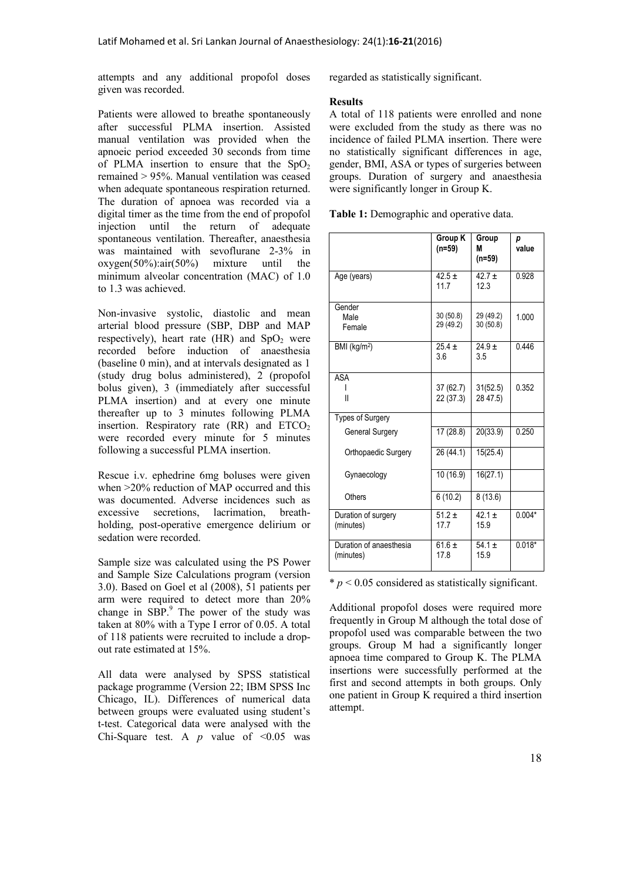attempts and any additional propofol doses given was recorded.

Patients were allowed to breathe spontaneously after successful PLMA insertion. Assisted manual ventilation was provided when the apnoeic period exceeded 30 seconds from time of PLMA insertion to ensure that the $SpO_2$ remained > 95%. Manual ventilation was ceased when adequate spontaneous respiration returned. The duration of apnoea was recorded via a digital timer as the time from the end of propofol injection until the return of adequate spontaneous ventilation. Thereafter, anaesthesia was maintained with sevoflurane 2-3% in oxygen(50%):air(50%) mixture until the minimum alveolar concentration (MAC) of 1.0 to 1.3 was achieved.

Non-invasive systolic, diastolic and mean arterial blood pressure (SBP, DBP and MAP respectively), heart rate (HR) and $SpO_2$ were recorded before induction of anaesthesia (baseline 0 min), and at intervals designated as 1 (study drug bolus administered), 2 (propofol bolus given), 3 (immediately after successful PLMA insertion) and at every one minute thereafter up to 3 minutes following PLMA insertion. Respiratory rate (RR) and $ETCO_2$ were recorded every minute for 5 minutes following a successful PLMA insertion.

Rescue i.v. ephedrine 6mg boluses were given when >20% reduction of MAP occurred and this was documented. Adverse incidences such as excessive secretions, lacrimation, breath-holding, post-operative emergence delirium or sedation were recorded.

Sample size was calculated using the PS Power and Sample Size Calculations program (version 3.0). Based on Goel et al (2008), 51 patients per arm were required to detect more than 20% change in SBP.[9] The power of the study was taken at 80% with a Type I error of 0.05. A total of 118 patients were recruited to include a drop-out rate estimated at 15%.

All data were analysed by SPSS statistical package programme (Version 22; IBM SPSS Inc Chicago, IL). Differences of numerical data between groups were evaluated using student's t-test. Categorical data were analysed with the Chi-Square test. A $p$ value of <0.05 was regarded as statistically significant.

**Results**

A total of 118 patients were enrolled and none were excluded from the study as there was no incidence of failed PLMA insertion. There were no statistically significant differences in age, gender, BMI, ASA or types of surgeries between groups. Duration of surgery and anaesthesia were significantly longer in Group K.

**Table 1:** Demographic and operative data.

| | Group K (n=59) | Group M (n=59) | *p* value |
|---|---|---|---|
| Age (years) | 42.5 ± 11.7 | 42.7 ± 12.3 | 0.928 |
| Gender | | | |
| Male | 30 (50.8) | 29 (49.2) | 1.000 |
| Female | 29 (49.2) | 30 (50.8) | |
| BMI (kg/m²) | 25.4 ± 3.6 | 24.9 ± 3.5 | 0.446 |
| ASA | | | |
| I | 37 (62.7) | 31(52.5) | 0.352 |
| II | 22 (37.3) | 28 47.5) | |
| Types of Surgery | | | |
| General Surgery | 17 (28.8) | 20(33.9) | 0.250 |
| Orthopaedic Surgery | 26 (44.1) | 15(25.4) | |
| Gynaecology | 10 (16.9) | 16(27.1) | |
| Others | 6 (10.2) | 8 (13.6) | |
| Duration of surgery (minutes) | 51.2 ± 17.7 | 42.1 ± 15.9 | 0.004* |
| Duration of anaesthesia (minutes) | 61.6 ± 17.8 | 54.1 ± 15.9 | 0.018* |

\* $p < 0.05$ considered as statistically significant.

Additional propofol doses were required more frequently in Group M although the total dose of propofol used was comparable between the two groups. Group M had a significantly longer apnoea time compared to Group K. The PLMA insertions were successfully performed at the first and second attempts in both groups. Only one patient in Group K required a third insertion attempt.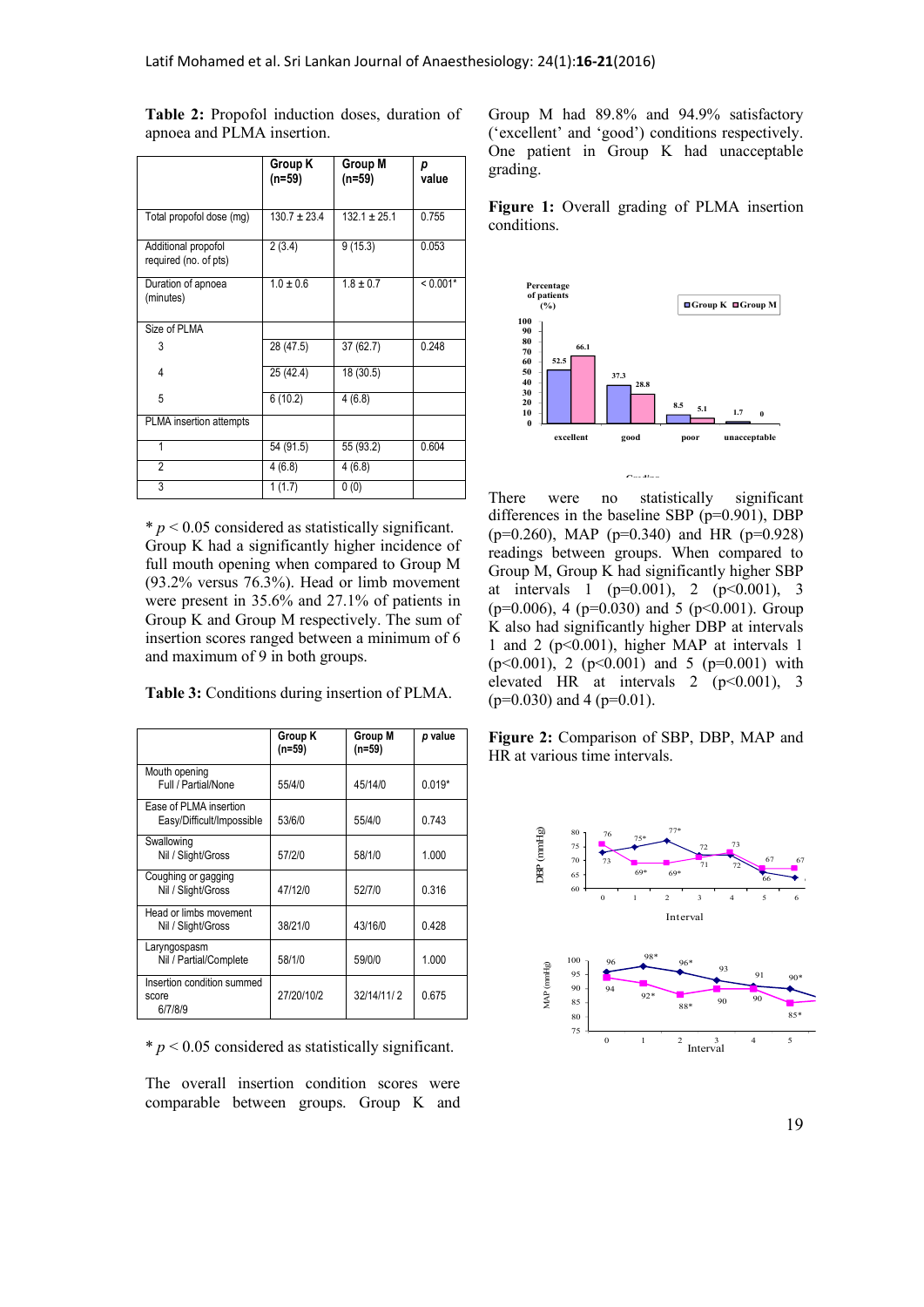**Table 2:** Propofol induction doses, duration of apnoea and PLMA insertion.

| | Group K (n=59) | Group M (n=59) | *p* value |
|---|---|---|---|
| Total propofol dose (mg) | 130.7 ± 23.4 | 132.1 ± 25.1 | 0.755 |
| Additional propofol required (no. of pts) | 2 (3.4) | 9 (15.3) | 0.053 |
| Duration of apnoea (minutes) | 1.0 ± 0.6 | 1.8 ± 0.7 | < 0.001* |
| Size of PLMA | | | |
| 3 | 28 (47.5) | 37 (62.7) | 0.248 |
| 4 | 25 (42.4) | 18 (30.5) | |
| 5 | 6 (10.2) | 4 (6.8) | |
| PLMA insertion attempts | | | |
| 1 | 54 (91.5) | 55 (93.2) | 0.604 |
| 2 | 4 (6.8) | 4 (6.8) | |
| 3 | 1 (1.7) | 0 (0) | |

* $p < 0.05$ considered as statistically significant.

Group K had a significantly higher incidence of full mouth opening when compared to Group M (93.2% versus 76.3%). Head or limb movement were present in 35.6% and 27.1% of patients in Group K and Group M respectively. The sum of insertion scores ranged between a minimum of 6 and maximum of 9 in both groups.

**Table 3:** Conditions during insertion of PLMA.

| | Group K (n=59) | Group M (n=59) | *p* value |
|---|---|---|---|
| Mouth opening Full / Partial/None | 55/4/0 | 45/14/0 | 0.019* |
| Ease of PLMA insertion Easy/Difficult/Impossible | 53/6/0 | 55/4/0 | 0.743 |
| Swallowing Nil / Slight/Gross | 57/2/0 | 58/1/0 | 1.000 |
| Coughing or gagging Nil / Slight/Gross | 47/12/0 | 52/7/0 | 0.316 |
| Head or limbs movement Nil / Slight/Gross | 38/21/0 | 43/16/0 | 0.428 |
| Laryngospasm Nil / Partial/Complete | 58/1/0 | 59/0/0 | 1.000 |
| Insertion condition summed score 6/7/8/9 | 27/20/10/2 | 32/14/11/ 2 | 0.675 |

* $p < 0.05$ considered as statistically significant.

The overall insertion condition scores were comparable between groups. Group K and Group M had 89.8% and 94.9% satisfactory ('excellent' and 'good') conditions respectively. One patient in Group K had unacceptable grading.

**Figure 1:** Overall grading of PLMA insertion conditions.

There were no statistically significant differences in the baseline SBP (p=0.901), DBP (p=0.260), MAP (p=0.340) and HR (p=0.928) readings between groups. When compared to Group M, Group K had significantly higher SBP at intervals 1 (p=0.001), 2 (p<0.001), 3 (p=0.006), 4 (p=0.030) and 5 (p<0.001). Group K also had significantly higher DBP at intervals 1 and 2 (p<0.001), higher MAP at intervals 1 (p<0.001), 2 (p<0.001) and 5 (p=0.001) with elevated HR at intervals 2 (p<0.001), 3 (p=0.030) and 4 (p=0.01).

**Figure 2:** Comparison of SBP, DBP, MAP and HR at various time intervals.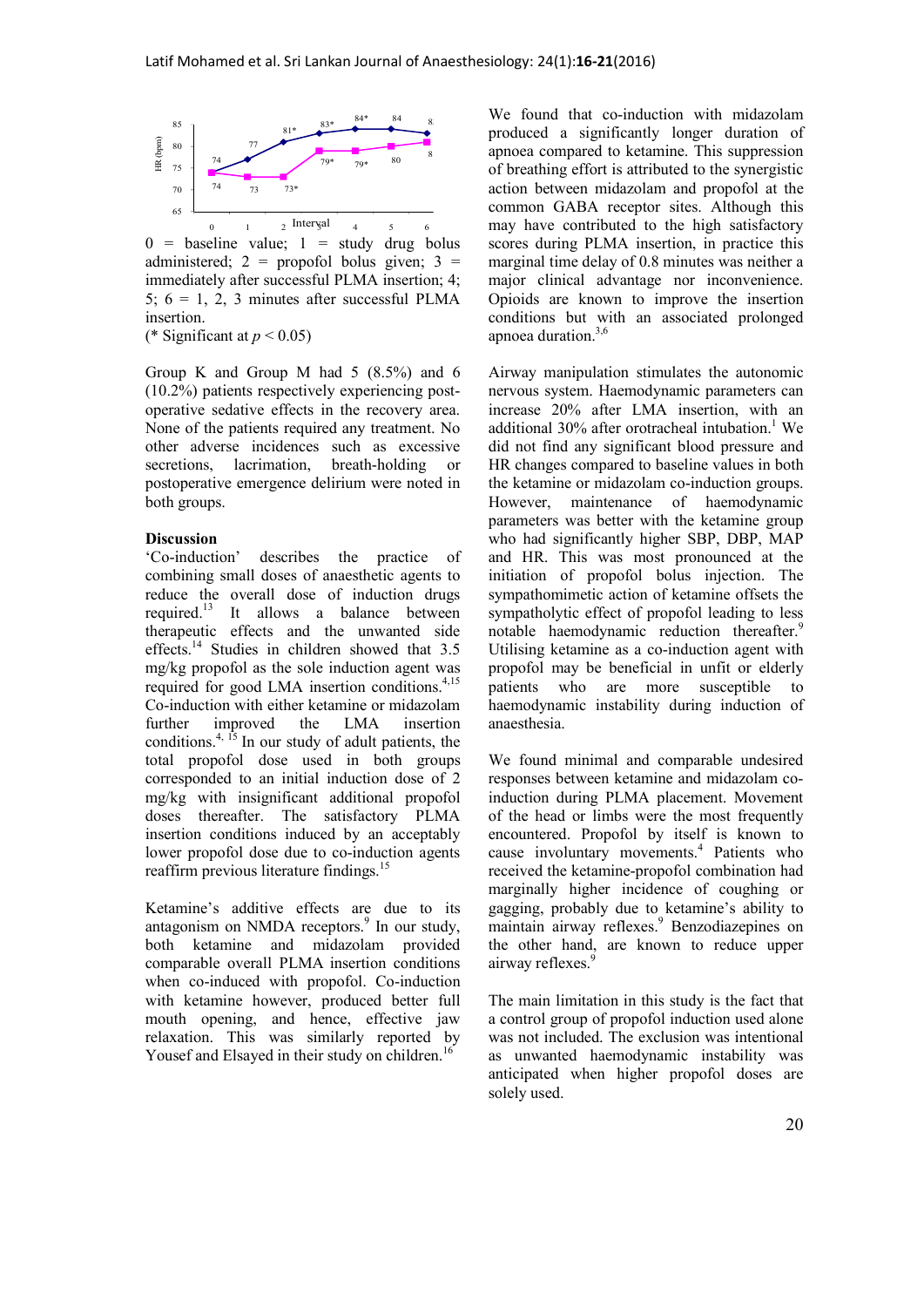0 = baseline value; 1 = study drug bolus administered; 2 = propofol bolus given; 3 = immediately after successful PLMA insertion; 4; 5; 6 = 1, 2, 3 minutes after successful PLMA insertion.

(* Significant at $p < 0.05$)

Group K and Group M had 5 (8.5%) and 6 (10.2%) patients respectively experiencing post-operative sedative effects in the recovery area. None of the patients required any treatment. No other adverse incidences such as excessive secretions, lacrimation, breath-holding or postoperative emergence delirium were noted in both groups.

## Discussion

'Co-induction' describes the practice of combining small doses of anaesthetic agents to reduce the overall dose of induction drugs required.[13] It allows a balance between therapeutic effects and the unwanted side effects.[14] Studies in children showed that 3.5 mg/kg propofol as the sole induction agent was required for good LMA insertion conditions.[4,15] Co-induction with either ketamine or midazolam further improved the LMA insertion conditions.[4, 15] In our study of adult patients, the total propofol dose used in both groups corresponded to an initial induction dose of 2 mg/kg with insignificant additional propofol doses thereafter. The satisfactory PLMA insertion conditions induced by an acceptably lower propofol dose due to co-induction agents reaffirm previous literature findings.[15]

Ketamine's additive effects are due to its antagonism on NMDA receptors.[9] In our study, both ketamine and midazolam provided comparable overall PLMA insertion conditions when co-induced with propofol. Co-induction with ketamine however, produced better full mouth opening, and hence, effective jaw relaxation. This was similarly reported by Yousef and Elsayed in their study on children.[16]

We found that co-induction with midazolam produced a significantly longer duration of apnoea compared to ketamine. This suppression of breathing effort is attributed to the synergistic action between midazolam and propofol at the common GABA receptor sites. Although this may have contributed to the high satisfactory scores during PLMA insertion, in practice this marginal time delay of 0.8 minutes was neither a major clinical advantage nor inconvenience. Opioids are known to improve the insertion conditions but with an associated prolonged apnoea duration.[3,6]

Airway manipulation stimulates the autonomic nervous system. Haemodynamic parameters can increase 20% after LMA insertion, with an additional 30% after orotracheal intubation.[1] We did not find any significant blood pressure and HR changes compared to baseline values in both the ketamine or midazolam co-induction groups. However, maintenance of haemodynamic parameters was better with the ketamine group who had significantly higher SBP, DBP, MAP and HR. This was most pronounced at the initiation of propofol bolus injection. The sympathomimetic action of ketamine offsets the sympatholytic effect of propofol leading to less notable haemodynamic reduction thereafter.[9] Utilising ketamine as a co-induction agent with propofol may be beneficial in unfit or elderly patients who are more susceptible to haemodynamic instability during induction of anaesthesia.

We found minimal and comparable undesired responses between ketamine and midazolam co-induction during PLMA placement. Movement of the head or limbs were the most frequently encountered. Propofol by itself is known to cause involuntary movements.[4] Patients who received the ketamine-propofol combination had marginally higher incidence of coughing or gagging, probably due to ketamine's ability to maintain airway reflexes.[9] Benzodiazepines on the other hand, are known to reduce upper airway reflexes.[9]

The main limitation in this study is the fact that a control group of propofol induction used alone was not included. The exclusion was intentional as unwanted haemodynamic instability was anticipated when higher propofol doses are solely used.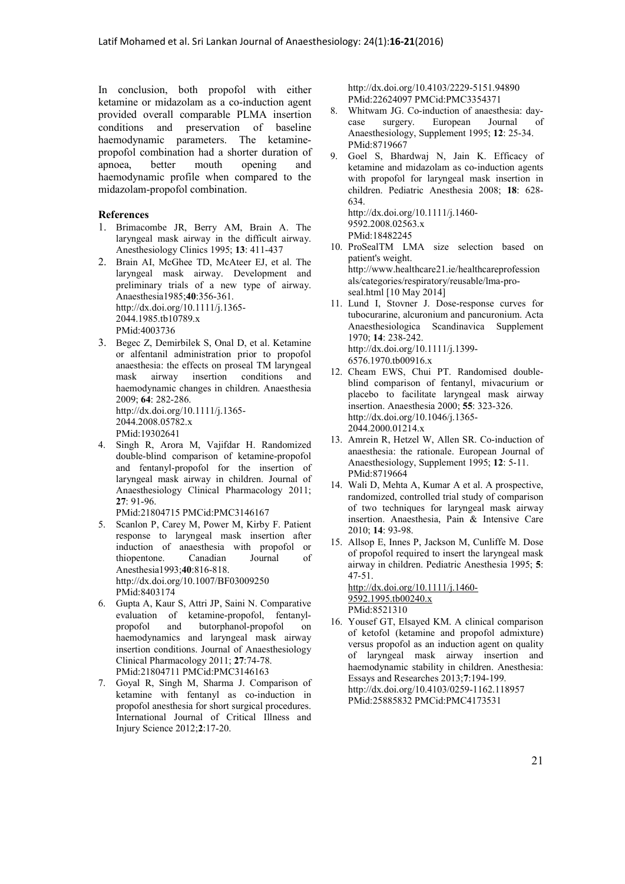In conclusion, both propofol with either ketamine or midazolam as a co-induction agent provided overall comparable PLMA insertion conditions and preservation of baseline haemodynamic parameters. The ketamine-propofol combination had a shorter duration of apnoea, better mouth opening and haemodynamic profile when compared to the midazolam-propofol combination.

## References

1. Brimacombe JR, Berry AM, Brain A. The laryngeal mask airway in the difficult airway. Anesthesiology Clinics 1995; **13**: 411-437
2. Brain AI, McGhee TD, McAteer EJ, et al. The laryngeal mask airway. Development and preliminary trials of a new type of airway. Anaesthesia1985;**40**:356-361. http://dx.doi.org/10.1111/j.1365-2044.1985.tb10789.x PMid:4003736
3. Begec Z, Demirbilek S, Onal D, et al. Ketamine or alfentanil administration prior to propofol anaesthesia: the effects on proseal TM laryngeal mask airway insertion conditions and haemodynamic changes in children. Anaesthesia 2009; **64**: 282-286. http://dx.doi.org/10.1111/j.1365-2044.2008.05782.x PMid:19302641
4. Singh R, Arora M, Vajifdar H. Randomized double-blind comparison of ketamine-propofol and fentanyl-propofol for the insertion of laryngeal mask airway in children. Journal of Anaesthesiology Clinical Pharmacology 2011; **27**: 91-96. PMid:21804715 PMCid:PMC3146167
5. Scanlon P, Carey M, Power M, Kirby F. Patient response to laryngeal mask insertion after induction of anaesthesia with propofol or thiopentone. Canadian Journal of Anesthesia1993;**40**:816-818. http://dx.doi.org/10.1007/BF03009250 PMid:8403174
6. Gupta A, Kaur S, Attri JP, Saini N. Comparative evaluation of ketamine-propofol, fentanyl-propofol and butorphanol-propofol on haemodynamics and laryngeal mask airway insertion conditions. Journal of Anaesthesiology Clinical Pharmacology 2011; **27**:74-78. PMid:21804711 PMCid:PMC3146163
7. Goyal R, Singh M, Sharma J. Comparison of ketamine with fentanyl as co-induction in propofol anesthesia for short surgical procedures. International Journal of Critical Illness and Injury Science 2012;**2**:17-20. http://dx.doi.org/10.4103/2229-5151.94890 PMid:22624097 PMCid:PMC3354371
8. Whitwam JG. Co-induction of anaesthesia: day-case surgery. European Journal of Anaesthesiology, Supplement 1995; **12**: 25-34. PMid:8719667
9. Goel S, Bhardwaj N, Jain K. Efficacy of ketamine and midazolam as co-induction agents with propofol for laryngeal mask insertion in children. Pediatric Anesthesia 2008; **18**: 628-634. http://dx.doi.org/10.1111/j.1460-9592.2008.02563.x PMid:18482245
10. ProSealTM LMA size selection based on patient's weight. http://www.healthcare21.ie/healthcareprofessionals/categories/respiratory/reusable/lma-pro-seal.html [10 May 2014]
11. Lund I, Stovner J. Dose-response curves for tubocurarine, alcuronium and pancuronium. Acta Anaesthesiologica Scandinavica Supplement 1970; **14**: 238-242. http://dx.doi.org/10.1111/j.1399-6576.1970.tb00916.x
12. Cheam EWS, Chui PT. Randomised double-blind comparison of fentanyl, mivacurium or placebo to facilitate laryngeal mask airway insertion. Anaesthesia 2000; **55**: 323-326. http://dx.doi.org/10.1046/j.1365-2044.2000.01214.x
13. Amrein R, Hetzel W, Allen SR. Co-induction of anaesthesia: the rationale. European Journal of Anaesthesiology, Supplement 1995; **12**: 5-11. PMid:8719664
14. Wali D, Mehta A, Kumar A et al. A prospective, randomized, controlled trial study of comparison of two techniques for laryngeal mask airway insertion. Anaesthesia, Pain & Intensive Care 2010; **14**: 93-98.
15. Allsop E, Innes P, Jackson M, Cunliffe M. Dose of propofol required to insert the laryngeal mask airway in children. Pediatric Anesthesia 1995; **5**: 47-51. http://dx.doi.org/10.1111/j.1460-9592.1995.tb00240.x PMid:8521310
16. Yousef GT, Elsayed KM. A clinical comparison of ketofol (ketamine and propofol admixture) versus propofol as an induction agent on quality of laryngeal mask airway insertion and haemodynamic stability in children. Anesthesia: Essays and Researches 2013;**7**:194-199. http://dx.doi.org/10.4103/0259-1162.118957 PMid:25885832 PMCid:PMC4173531